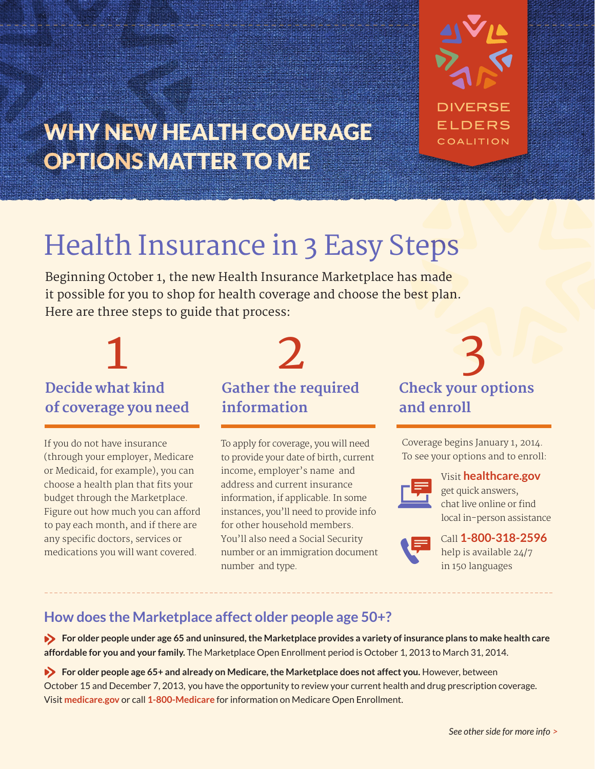# WHY NEW HEALTH COVERAGE OPTIONS MATTER TO ME

DIVERSE ELDERS COALITION

## Health Insurance in 3 Easy Steps

Beginning October 1, the new Health Insurance Marketplace has made it possible for you to shop for health coverage and choose the best plan. Here are three steps to guide that process:

### 1 Decide what kind of coverage you need

If you do not have insurance (through your employer, Medicare or Medicaid, for example), you can choose a health plan that fits your budget through the Marketplace. Figure out how much you can afford to pay each month, and if there are any specific doctors, services or medications you will want covered.

### 2 Gather the required information

To apply for coverage, you will need to provide your date of birth, current income, employer's name and address and current insurance information, if applicable. In some instances, you'll need to provide info for other household members. You'll also need a Social Security number or an immigration document number and type.

### 3 Check your options and enroll

Coverage begins January 1, 2014. To see your options and to enroll:

Visit **healthcare.gov** get quick answers, chat live online or find local in-person assistance

Call **1-800-318-2596** help is available 24/7 in 150 languages

---

### How does the Marketplace affect older people age 50+?

- **For older people under age 65 and uninsured, the Marketplace provides a variety of insurance plans to make health care affordable for you and your family.** The Marketplace Open Enrollment period is October 1, 2013 to March 31, 2014.

- **For older people age 65+ and already on Medicare, the Marketplace does not affect you.** However, between October 15 and December 7, 2013, you have the opportunity to review your current health and drug prescription coverage. Visit **medicare.gov** or call **1-800-Medicare** for information on Medicare Open Enrollment.

*See other side for more info >*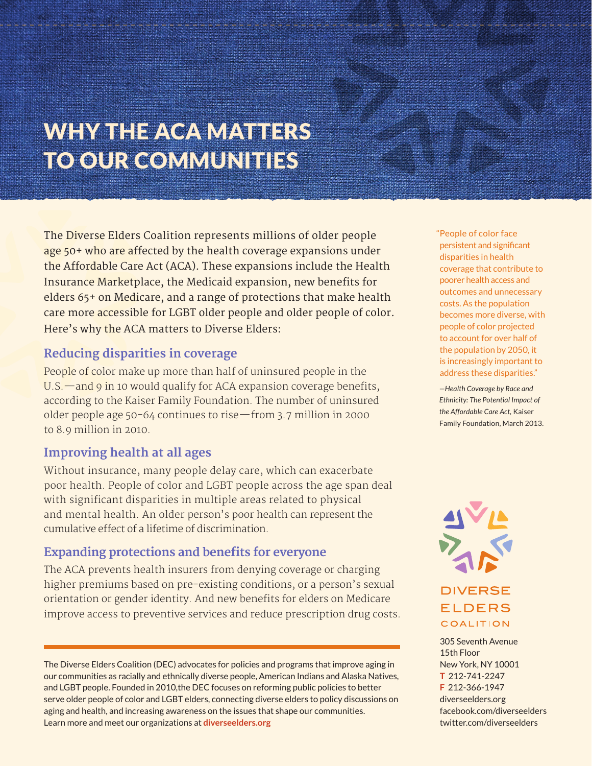# WHY THE ACA MATTERS TO OUR COMMUNITIES

The Diverse Elders Coalition represents millions of older people age 50+ who are affected by the health coverage expansions under the Affordable Care Act (ACA). These expansions include the Health Insurance Marketplace, the Medicaid expansion, new benefits for elders 65+ on Medicare, and a range of protections that make health care more accessible for LGBT older people and older people of color. Here's why the ACA matters to Diverse Elders:

## Reducing disparities in coverage

People of color make up more than half of uninsured people in the U.S.—and 9 in 10 would qualify for ACA expansion coverage benefits, according to the Kaiser Family Foundation. The number of uninsured older people age 50-64 continues to rise—from 3.7 million in 2000 to 8.9 million in 2010.

## Improving health at all ages

Without insurance, many people delay care, which can exacerbate poor health. People of color and LGBT people across the age span deal with significant disparities in multiple areas related to physical and mental health. An older person's poor health can represent the cumulative effect of a lifetime of discrimination.

## Expanding protections and benefits for everyone

The ACA prevents health insurers from denying coverage or charging higher premiums based on pre-existing conditions, or a person's sexual orientation or gender identity. And new benefits for elders on Medicare improve access to preventive services and reduce prescription drug costs.

"People of color face persistent and significant disparities in health coverage that contribute to poorer health access and outcomes and unnecessary costs. As the population becomes more diverse, with people of color projected to account for over half of the population by 2050, it is increasingly important to address these disparities."

—*Health Coverage by Race and Ethnicity: The Potential Impact of the Affordable Care Act*, Kaiser Family Foundation, March 2013.

---

The Diverse Elders Coalition (DEC) advocates for policies and programs that improve aging in our communities as racially and ethnically diverse people, American Indians and Alaska Natives, and LGBT people. Founded in 2010,the DEC focuses on reforming public policies to better serve older people of color and LGBT elders, connecting diverse elders to policy discussions on aging and health, and increasing awareness on the issues that shape our communities. Learn more and meet our organizations at **diverseelders.org**

DIVERSE ELDERS COALITION

305 Seventh Avenue
15th Floor
New York, NY 10001
**T** 212-741-2247
**F** 212-366-1947
diverseelders.org
facebook.com/diverseelders
twitter.com/diverseelders